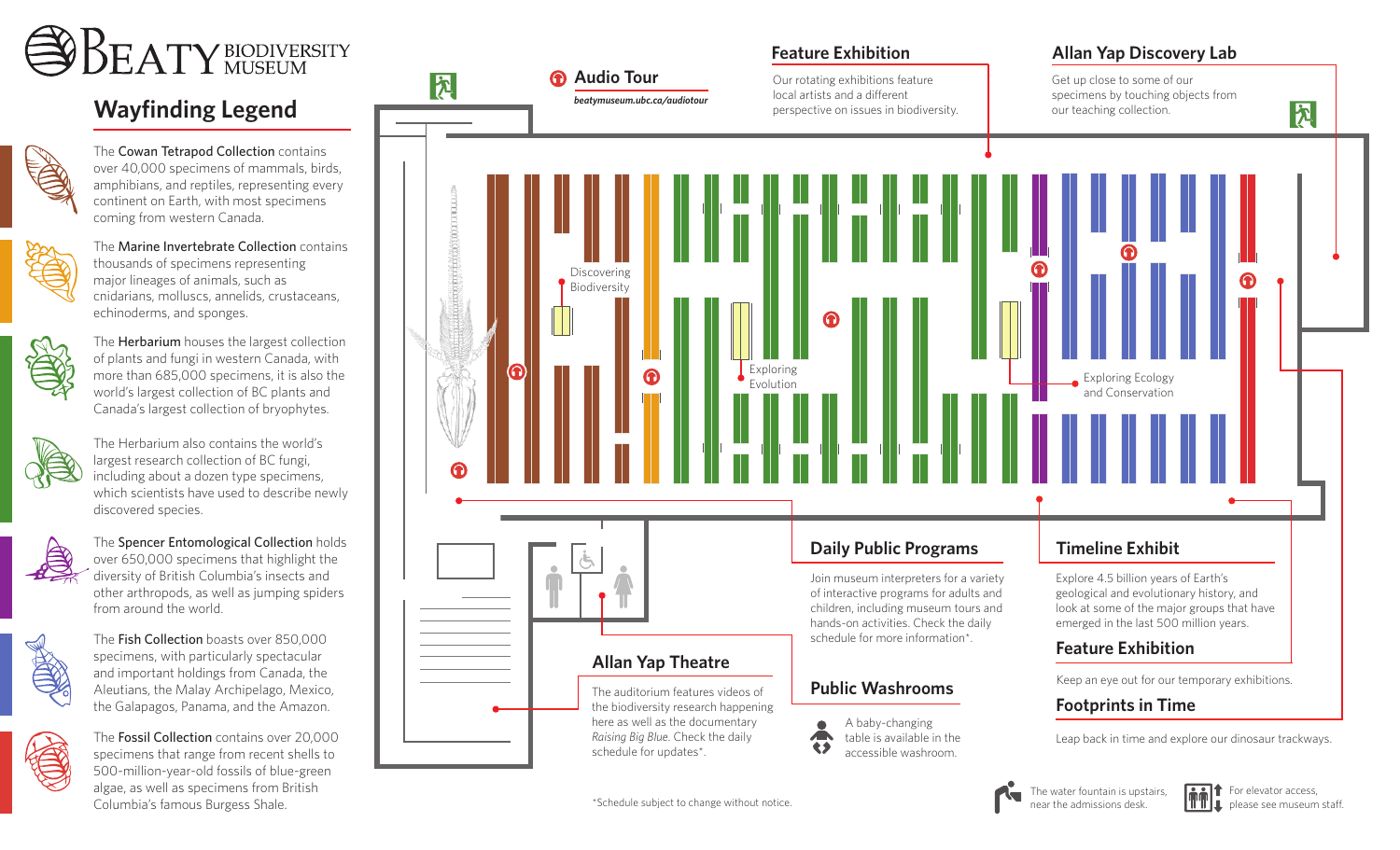# BEATY BIODIVERSITY MUSEUM

## Wayfinding Legend

The **Cowan Tetrapod Collection** contains over 40,000 specimens of mammals, birds, amphibians, and reptiles, representing every continent on Earth, with most specimens coming from western Canada.

The **Marine Invertebrate Collection** contains thousands of specimens representing major lineages of animals, such as cnidarians, molluscs, annelids, crustaceans, echinoderms, and sponges.

The **Herbarium** houses the largest collection of plants and fungi in western Canada, with more than 685,000 specimens, it is also the world's largest collection of BC plants and Canada's largest collection of bryophytes.

The Herbarium also contains the world's largest research collection of BC fungi, including about a dozen type specimens, which scientists have used to describe newly discovered species.

The **Spencer Entomological Collection** holds over 650,000 specimens that highlight the diversity of British Columbia's insects and other arthropods, as well as jumping spiders from around the world.

The **Fish Collection** boasts over 850,000 specimens, with particularly spectacular and important holdings from Canada, the Aleutians, the Malay Archipelago, Mexico, the Galapagos, Panama, and the Amazon.

The **Fossil Collection** contains over 20,000 specimens that range from recent shells to 500-million-year-old fossils of blue-green algae, as well as specimens from British Columbia's famous Burgess Shale.

## Audio Tour

*beatymuseum.ubc.ca/audiotour*

Discovering Biodiversity

Exploring Evolution

Exploring Ecology and Conservation

## Feature Exhibition

Our rotating exhibitions feature local artists and a different perspective on issues in biodiversity.

## Allan Yap Discovery Lab

Get up close to some of our specimens by touching objects from our teaching collection.

## Daily Public Programs

Join museum interpreters for a variety of interactive programs for adults and children, including museum tours and hands-on activities. Check the daily schedule for more information*.

## Allan Yap Theatre

The auditorium features videos of the biodiversity research happening here as well as the documentary *Raising Big Blue*. Check the daily schedule for updates*.

## Public Washrooms

A baby-changing table is available in the accessible washroom.

## Timeline Exhibit

Explore 4.5 billion years of Earth's geological and evolutionary history, and look at some of the major groups that have emerged in the last 500 million years.

## Feature Exhibition

Keep an eye out for our temporary exhibitions.

## Footprints in Time

Leap back in time and explore our dinosaur trackways.

*Schedule subject to change without notice.

The water fountain is upstairs, near the admissions desk.

For elevator access, please see museum staff.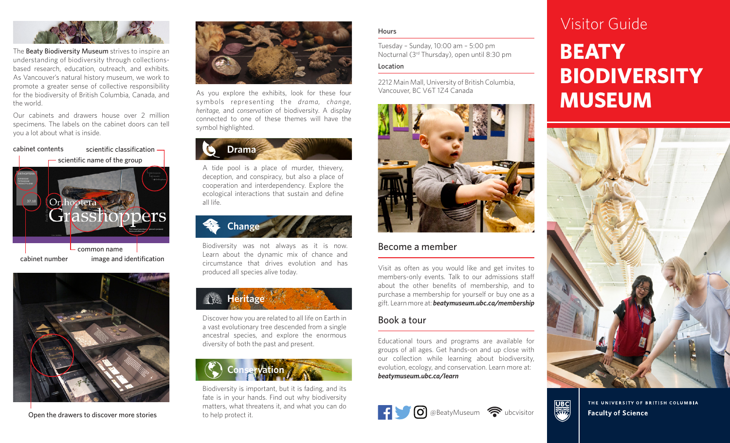The Beaty Biodiversity Museum strives to inspire an understanding of biodiversity through collections-based research, education, outreach, and exhibits. As Vancouver's natural history museum, we work to promote a greater sense of collective responsibility for the biodiversity of British Columbia, Canada, and the world.

Our cabinets and drawers house over 2 million specimens. The labels on the cabinet doors can tell you a lot about what is inside.

cabinet contents

scientific classification

scientific name of the group

Orthoptera

Grasshoppers

common name

cabinet number

image and identification

Open the drawers to discover more stories

As you explore the exhibits, look for these four symbols representing the *drama, change, heritage,* and *conservation* of biodiversity. A display connected to one of these themes will have the symbol highlighted.

## Drama

A tide pool is a place of murder, thievery, deception, and conspiracy, but also a place of cooperation and interdependency. Explore the ecological interactions that sustain and define all life.

## Change

Biodiversity was not always as it is now. Learn about the dynamic mix of chance and circumstance that drives evolution and has produced all species alive today.

## Heritage

Discover how you are related to all life on Earth in a vast evolutionary tree descended from a single ancestral species, and explore the enormous diversity of both the past and present.

## Conservation

Biodiversity is important, but it is fading, and its fate is in your hands. Find out why biodiversity matters, what threatens it, and what you can do to help protect it.

### Hours

Tuesday – Sunday, 10:00 am – 5:00 pm
Nocturnal (3rd Thursday), open until 8:30 pm

### Location

2212 Main Mall, University of British Columbia, Vancouver, BC V6T 1Z4 Canada

## Become a member

Visit as often as you would like and get invites to members-only events. Talk to our admissions staff about the other benefits of membership, and to purchase a membership for yourself or buy one as a gift. Learn more at: ***beatymuseum.ubc.ca/membership***

## Book a tour

Educational tours and programs are available for groups of all ages. Get hands-on and up close with our collection while learning about biodiversity, evolution, ecology, and conservation. Learn more at: ***beatymuseum.ubc.ca/learn***

@BeatyMuseum ubcvisitor

Visitor Guide

# BEATY BIODIVERSITY MUSEUM

THE UNIVERSITY OF BRITISH COLUMBIA

**Faculty of Science**